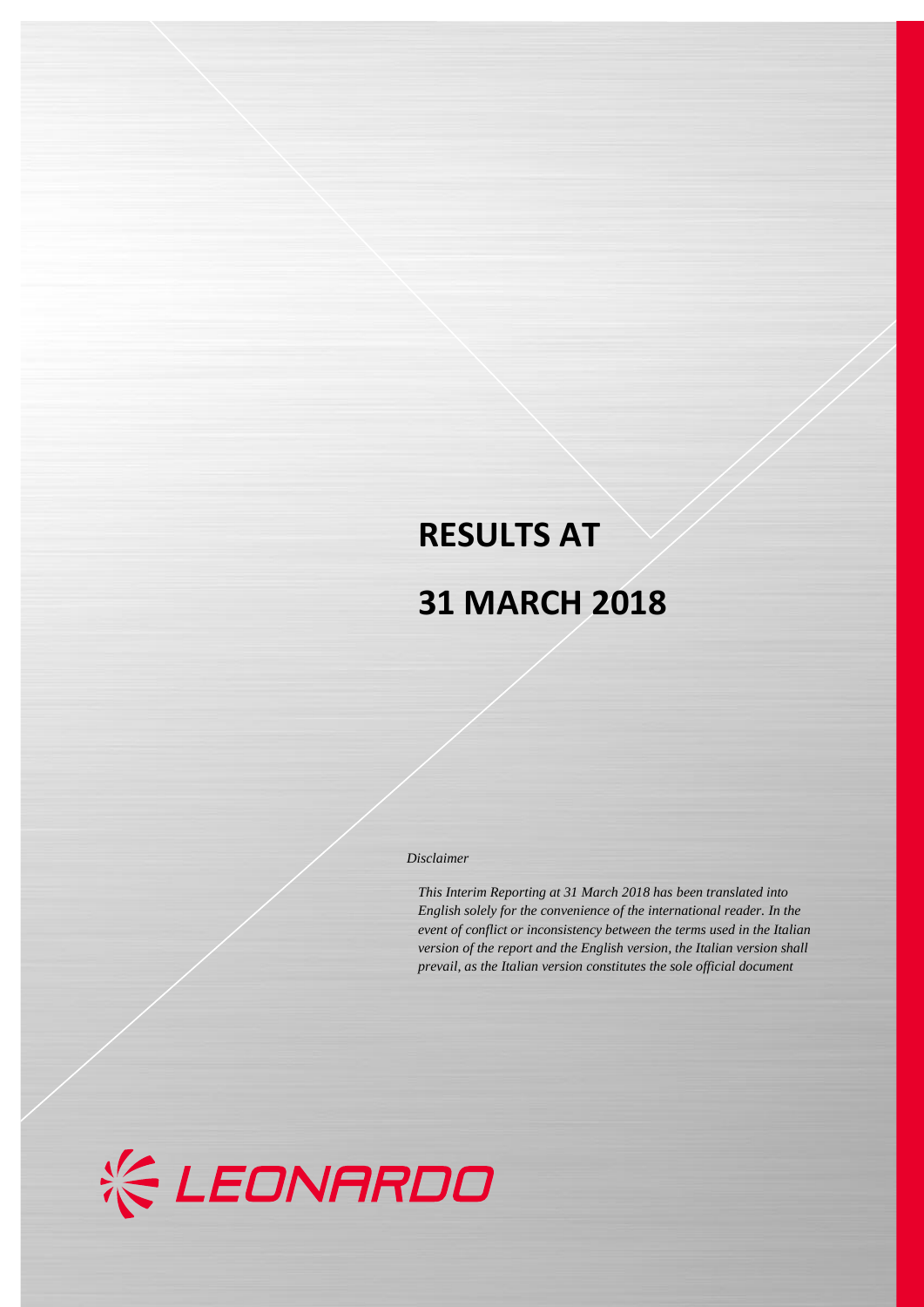# RESULTS AT

# 31 MARCH 2018

*Disclaimer*

*This Interim Reporting at 31 March 2018 has been translated into English solely for the convenience of the international reader. In the event of conflict or inconsistency between the terms used in the Italian version of the report and the English version, the Italian version shall prevail, as the Italian version constitutes the sole official document*

LEONARDO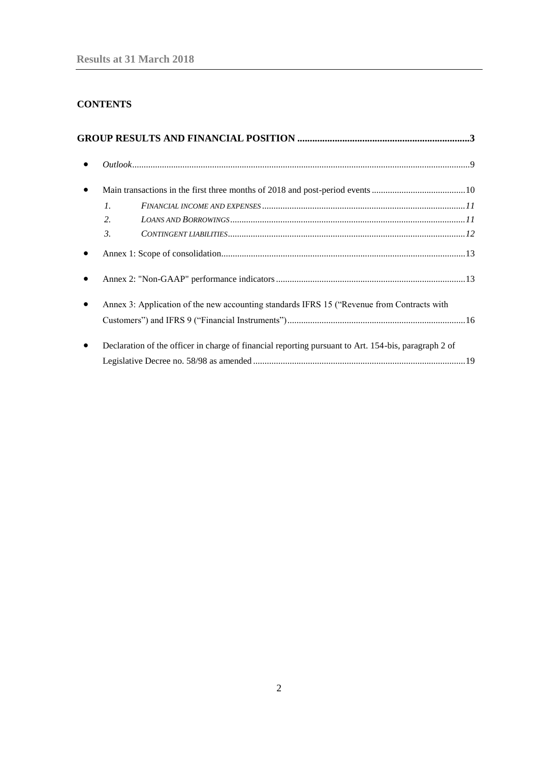## CONTENTS

**GROUP RESULTS AND FINANCIAL POSITION ....................................................................3**

- *Outlook*..................................................................................................................................................9
- Main transactions in the first three months of 2018 and post-period events .........................................10
    1. *FINANCIAL INCOME AND EXPENSES*........................................................................................*11*
    2. *LOANS AND BORROWINGS*......................................................................................................*11*
    3. *CONTINGENT LIABILITIES*.......................................................................................................*12*
- Annex 1: Scope of consolidation..........................................................................................................13
- Annex 2: "Non-GAAP" performance indicators..................................................................................13
- Annex 3: Application of the new accounting standards IFRS 15 ("Revenue from Contracts with Customers") and IFRS 9 ("Financial Instruments")..............................................................................16
- Declaration of the officer in charge of financial reporting pursuant to Art. 154-bis, paragraph 2 of Legislative Decree no. 58/98 as amended ............................................................................................19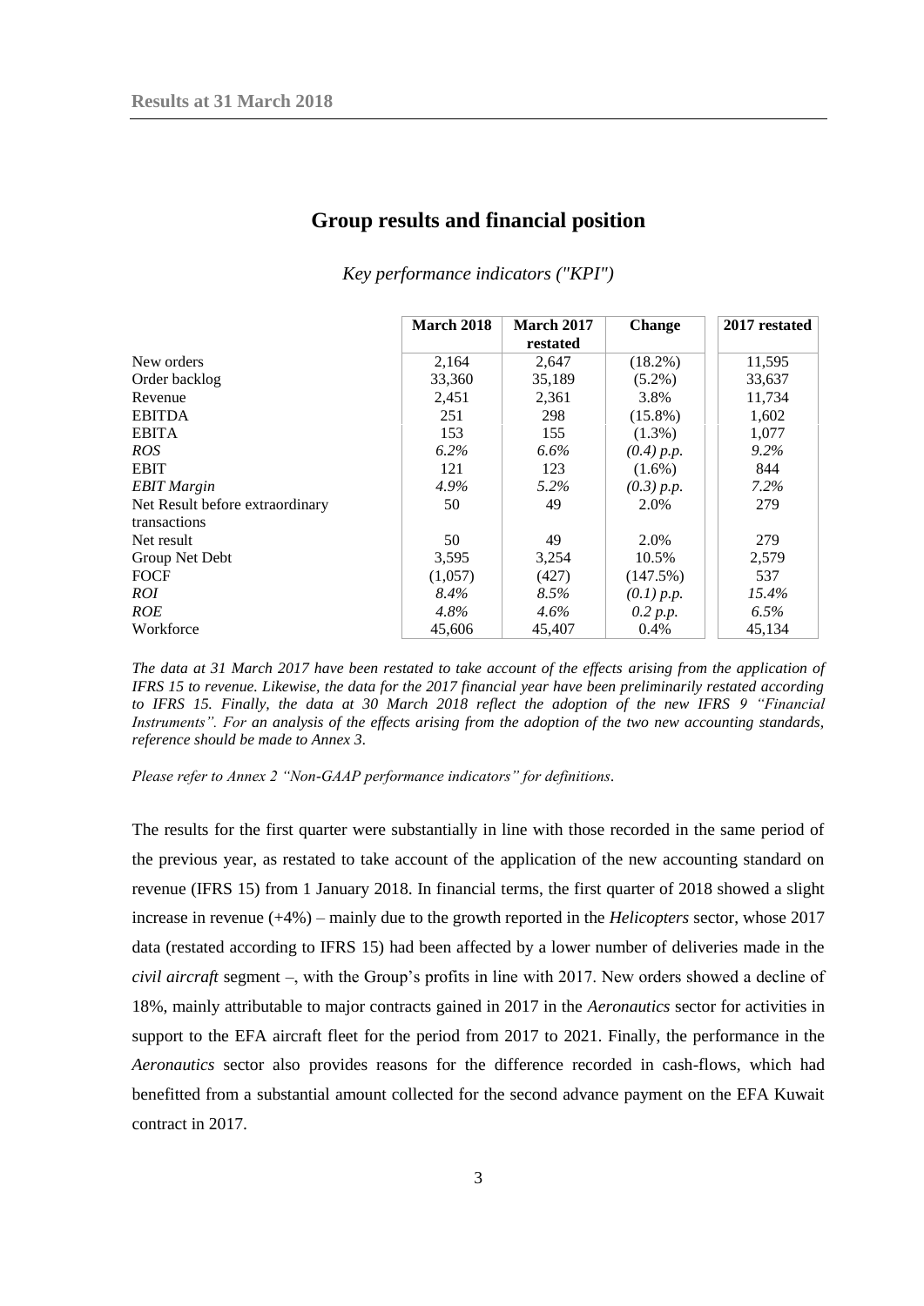## Group results and financial position

*Key performance indicators ("KPI")*

| | March 2018 | March 2017 restated | Change | 2017 restated |
|---|---|---|---|---|
| New orders | 2,164 | 2,647 | (18.2%) | 11,595 |
| Order backlog | 33,360 | 35,189 | (5.2%) | 33,637 |
| Revenue | 2,451 | 2,361 | 3.8% | 11,734 |
| EBITDA | 251 | 298 | (15.8%) | 1,602 |
| EBITA | 153 | 155 | (1.3%) | 1,077 |
| *ROS* | *6.2%* | *6.6%* | *(0.4) p.p.* | *9.2%* |
| EBIT | 121 | 123 | (1.6%) | 844 |
| *EBIT Margin* | *4.9%* | *5.2%* | *(0.3) p.p.* | *7.2%* |
| Net Result before extraordinary transactions | 50 | 49 | 2.0% | 279 |
| Net result | 50 | 49 | 2.0% | 279 |
| Group Net Debt | 3,595 | 3,254 | 10.5% | 2,579 |
| FOCF | (1,057) | (427) | (147.5%) | 537 |
| *ROI* | *8.4%* | *8.5%* | *(0.1) p.p.* | *15.4%* |
| *ROE* | *4.8%* | *4.6%* | *0.2 p.p.* | *6.5%* |
| Workforce | 45,606 | 45,407 | 0.4% | 45,134 |

*The data at 31 March 2017 have been restated to take account of the effects arising from the application of IFRS 15 to revenue. Likewise, the data for the 2017 financial year have been preliminarily restated according to IFRS 15. Finally, the data at 30 March 2018 reflect the adoption of the new IFRS 9 "Financial Instruments". For an analysis of the effects arising from the adoption of the two new accounting standards, reference should be made to Annex 3.*

*Please refer to Annex 2 "Non-GAAP performance indicators" for definitions.*

The results for the first quarter were substantially in line with those recorded in the same period of the previous year, as restated to take account of the application of the new accounting standard on revenue (IFRS 15) from 1 January 2018. In financial terms, the first quarter of 2018 showed a slight increase in revenue (+4%) – mainly due to the growth reported in the *Helicopters* sector, whose 2017 data (restated according to IFRS 15) had been affected by a lower number of deliveries made in the *civil aircraft* segment –, with the Group's profits in line with 2017. New orders showed a decline of 18%, mainly attributable to major contracts gained in 2017 in the *Aeronautics* sector for activities in support to the EFA aircraft fleet for the period from 2017 to 2021. Finally, the performance in the *Aeronautics* sector also provides reasons for the difference recorded in cash-flows, which had benefitted from a substantial amount collected for the second advance payment on the EFA Kuwait contract in 2017.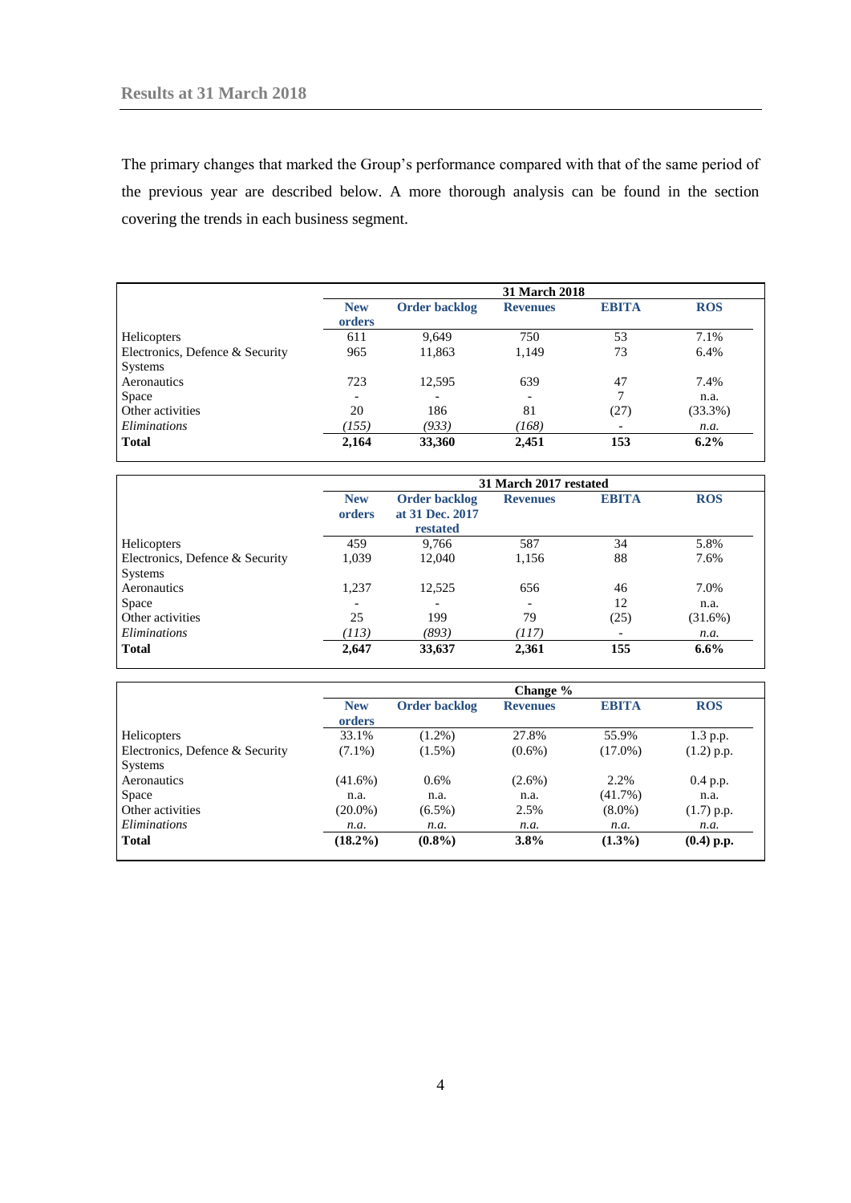The primary changes that marked the Group's performance compared with that of the same period of the previous year are described below. A more thorough analysis can be found in the section covering the trends in each business segment.

| | 31 March 2018 | | | | |
|---|---|---|---|---|---|
| | **New orders** | **Order backlog** | **Revenues** | **EBITA** | **ROS** |
| Helicopters | 611 | 9,649 | 750 | 53 | 7.1% |
| Electronics, Defence & Security Systems | 965 | 11,863 | 1,149 | 73 | 6.4% |
| Aeronautics | 723 | 12,595 | 639 | 47 | 7.4% |
| Space | - | - | - | 7 | n.a. |
| Other activities | 20 | 186 | 81 | (27) | (33.3%) |
| *Eliminations* | *(155)* | *(933)* | *(168)* | - | *n.a.* |
| **Total** | **2,164** | **33,360** | **2,451** | **153** | **6.2%** |

| | 31 March 2017 restated | | | | |
|---|---|---|---|---|---|
| | **New orders** | **Order backlog at 31 Dec. 2017 restated** | **Revenues** | **EBITA** | **ROS** |
| Helicopters | 459 | 9,766 | 587 | 34 | 5.8% |
| Electronics, Defence & Security Systems | 1,039 | 12,040 | 1,156 | 88 | 7.6% |
| Aeronautics | 1,237 | 12,525 | 656 | 46 | 7.0% |
| Space | - | - | - | 12 | n.a. |
| Other activities | 25 | 199 | 79 | (25) | (31.6%) |
| *Eliminations* | *(113)* | *(893)* | *(117)* | - | *n.a.* |
| **Total** | **2,647** | **33,637** | **2,361** | **155** | **6.6%** |

| | Change % | | | | |
|---|---|---|---|---|---|
| | **New orders** | **Order backlog** | **Revenues** | **EBITA** | **ROS** |
| Helicopters | 33.1% | (1.2%) | 27.8% | 55.9% | 1.3 p.p. |
| Electronics, Defence & Security Systems | (7.1%) | (1.5%) | (0.6%) | (17.0%) | (1.2) p.p. |
| Aeronautics | (41.6%) | 0.6% | (2.6%) | 2.2% | 0.4 p.p. |
| Space | n.a. | n.a. | n.a. | (41.7%) | n.a. |
| Other activities | (20.0%) | (6.5%) | 2.5% | (8.0%) | (1.7) p.p. |
| *Eliminations* | *n.a.* | *n.a.* | *n.a.* | *n.a.* | *n.a.* |
| **Total** | **(18.2%)** | **(0.8%)** | **3.8%** | **(1.3%)** | **(0.4) p.p.** |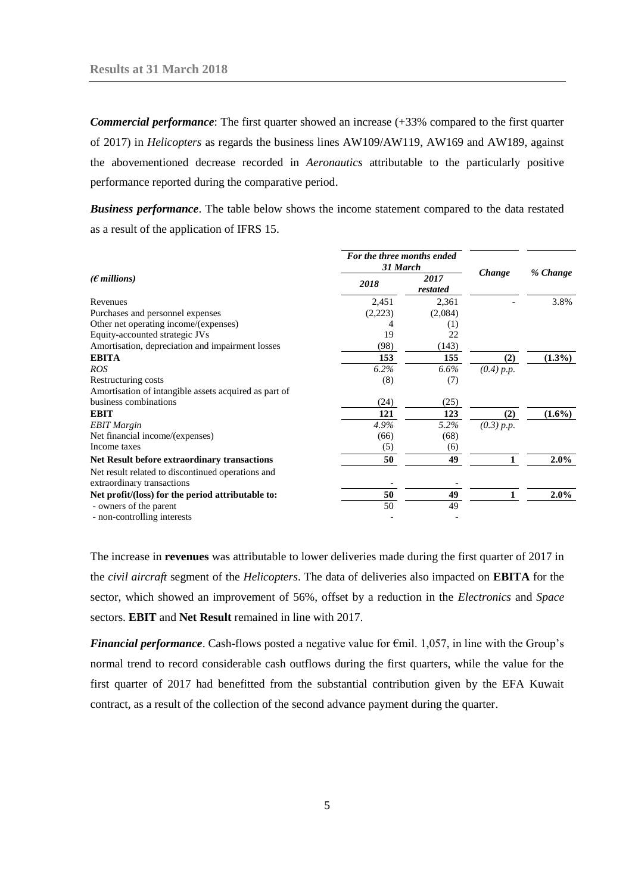***Commercial performance***: The first quarter showed an increase (+33% compared to the first quarter of 2017) in *Helicopters* as regards the business lines AW109/AW119, AW169 and AW189, against the abovementioned decrease recorded in *Aeronautics* attributable to the particularly positive performance reported during the comparative period.

***Business performance***. The table below shows the income statement compared to the data restated as a result of the application of IFRS 15.

| *(€ millions)* | *For the three months ended 31 March* | | *Change* | *% Change* |
|---|---|---|---|---|
| | *2018* | *2017 restated* | | |
| Revenues | 2,451 | 2,361 | - | 3.8% |
| Purchases and personnel expenses | (2,223) | (2,084) | | |
| Other net operating income/(expenses) | 4 | (1) | | |
| Equity-accounted strategic JVs | 19 | 22 | | |
| Amortisation, depreciation and impairment losses | (98) | (143) | | |
| **EBITA** | **153** | **155** | **(2)** | **(1.3%)** |
| *ROS* | *6.2%* | *6.6%* | *(0.4) p.p.* | |
| Restructuring costs | (8) | (7) | | |
| Amortisation of intangible assets acquired as part of business combinations | (24) | (25) | | |
| **EBIT** | **121** | **123** | **(2)** | **(1.6%)** |
| *EBIT Margin* | *4.9%* | *5.2%* | *(0.3) p.p.* | |
| Net financial income/(expenses) | (66) | (68) | | |
| Income taxes | (5) | (6) | | |
| **Net Result before extraordinary transactions** | **50** | **49** | **1** | **2.0%** |
| Net result related to discontinued operations and extraordinary transactions | - | - | | |
| **Net profit/(loss) for the period attributable to:** | **50** | **49** | **1** | **2.0%** |
| - owners of the parent | 50 | 49 | | |
| - non-controlling interests | - | - | | |

The increase in **revenues** was attributable to lower deliveries made during the first quarter of 2017 in the *civil aircraft* segment of the *Helicopters*. The data of deliveries also impacted on **EBITA** for the sector, which showed an improvement of 56%, offset by a reduction in the *Electronics* and *Space* sectors. **EBIT** and **Net Result** remained in line with 2017.

***Financial performance***. Cash-flows posted a negative value for €mil. 1,057, in line with the Group's normal trend to record considerable cash outflows during the first quarters, while the value for the first quarter of 2017 had benefitted from the substantial contribution given by the EFA Kuwait contract, as a result of the collection of the second advance payment during the quarter.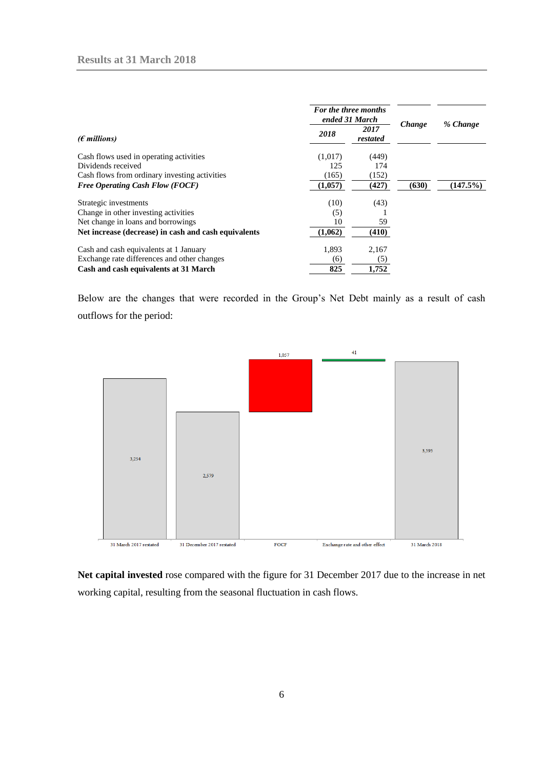| (€ millions) | For the three months ended 31 March 2018 | 2017 restated | Change | % Change |
|---|---|---|---|---|
| Cash flows used in operating activities | (1,017) | (449) | | |
| Dividends received | 125 | 174 | | |
| Cash flows from ordinary investing activities | (165) | (152) | | |
| ***Free Operating Cash Flow (FOCF)*** | **(1,057)** | **(427)** | **(630)** | **(147.5%)** |
| Strategic investments | (10) | (43) | | |
| Change in other investing activities | (5) | 1 | | |
| Net change in loans and borrowings | 10 | 59 | | |
| **Net increase (decrease) in cash and cash equivalents** | **(1,062)** | **(410)** | | |
| Cash and cash equivalents at 1 January | 1,893 | 2,167 | | |
| Exchange rate differences and other changes | (6) | (5) | | |
| **Cash and cash equivalents at 31 March** | **825** | **1,752** | | |

Below are the changes that were recorded in the Group's Net Debt mainly as a result of cash outflows for the period:

**Net capital invested** rose compared with the figure for 31 December 2017 due to the increase in net working capital, resulting from the seasonal fluctuation in cash flows.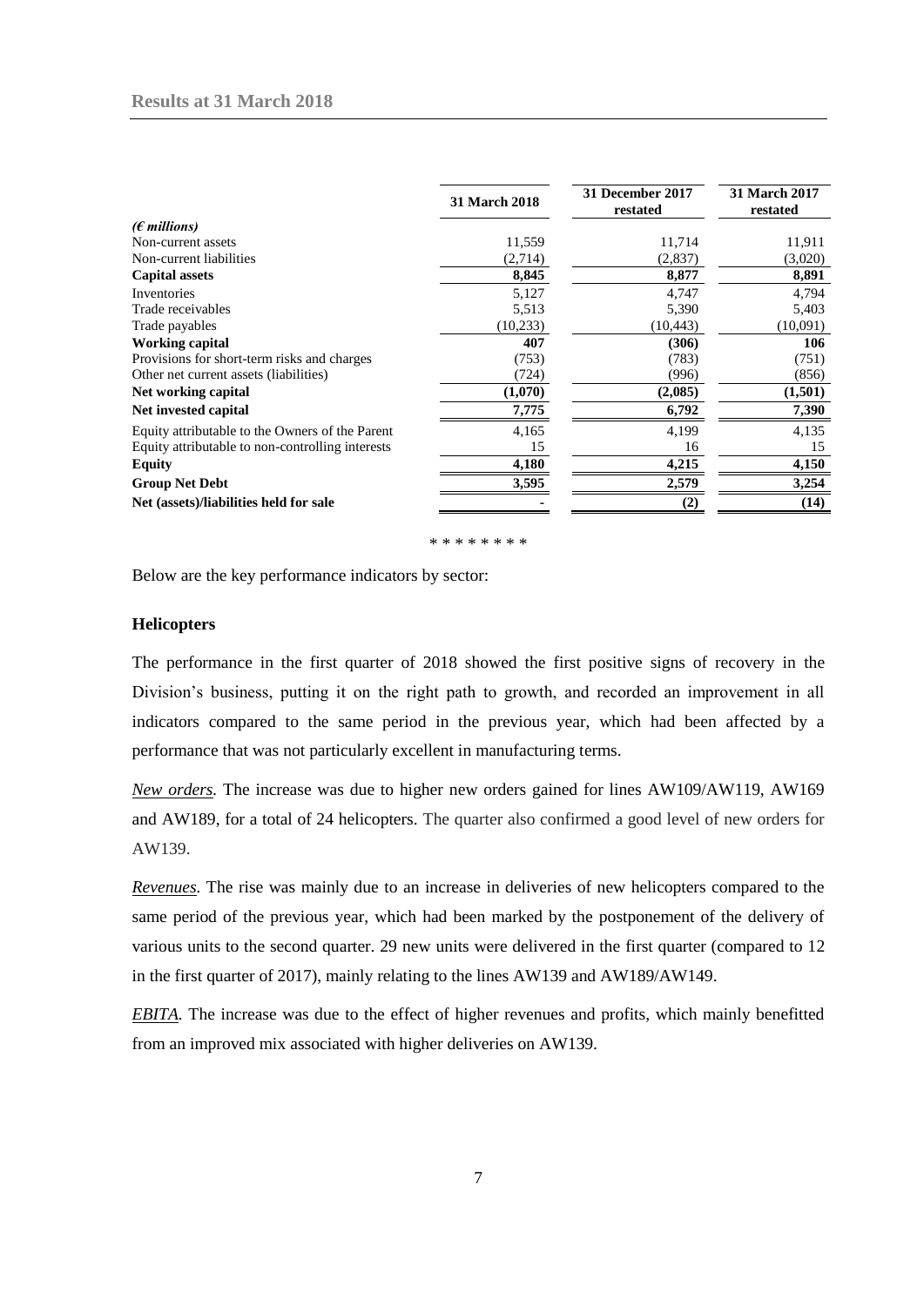| (€ millions) | 31 March 2018 | 31 December 2017 restated | 31 March 2017 restated |
|---|---|---|---|
| Non-current assets | 11,559 | 11,714 | 11,911 |
| Non-current liabilities | (2,714) | (2,837) | (3,020) |
| **Capital assets** | **8,845** | **8,877** | **8,891** |
| Inventories | 5,127 | 4,747 | 4,794 |
| Trade receivables | 5,513 | 5,390 | 5,403 |
| Trade payables | (10,233) | (10,443) | (10,091) |
| **Working capital** | **407** | **(306)** | **106** |
| Provisions for short-term risks and charges | (753) | (783) | (751) |
| Other net current assets (liabilities) | (724) | (996) | (856) |
| **Net working capital** | **(1,070)** | **(2,085)** | **(1,501)** |
| **Net invested capital** | **7,775** | **6,792** | **7,390** |
| Equity attributable to the Owners of the Parent | 4,165 | 4,199 | 4,135 |
| Equity attributable to non-controlling interests | 15 | 16 | 15 |
| **Equity** | **4,180** | **4,215** | **4,150** |
| **Group Net Debt** | **3,595** | **2,579** | **3,254** |
| **Net (assets)/liabilities held for sale** | **-** | **(2)** | **(14)** |

\* \* \* \* \* \* \* \*

Below are the key performance indicators by sector:

### Helicopters

The performance in the first quarter of 2018 showed the first positive signs of recovery in the Division's business, putting it on the right path to growth, and recorded an improvement in all indicators compared to the same period in the previous year, which had been affected by a performance that was not particularly excellent in manufacturing terms.

*New orders.* The increase was due to higher new orders gained for lines AW109/AW119, AW169 and AW189, for a total of 24 helicopters. The quarter also confirmed a good level of new orders for AW139.

*Revenues.* The rise was mainly due to an increase in deliveries of new helicopters compared to the same period of the previous year, which had been marked by the postponement of the delivery of various units to the second quarter. 29 new units were delivered in the first quarter (compared to 12 in the first quarter of 2017), mainly relating to the lines AW139 and AW189/AW149.

*EBITA.* The increase was due to the effect of higher revenues and profits, which mainly benefitted from an improved mix associated with higher deliveries on AW139.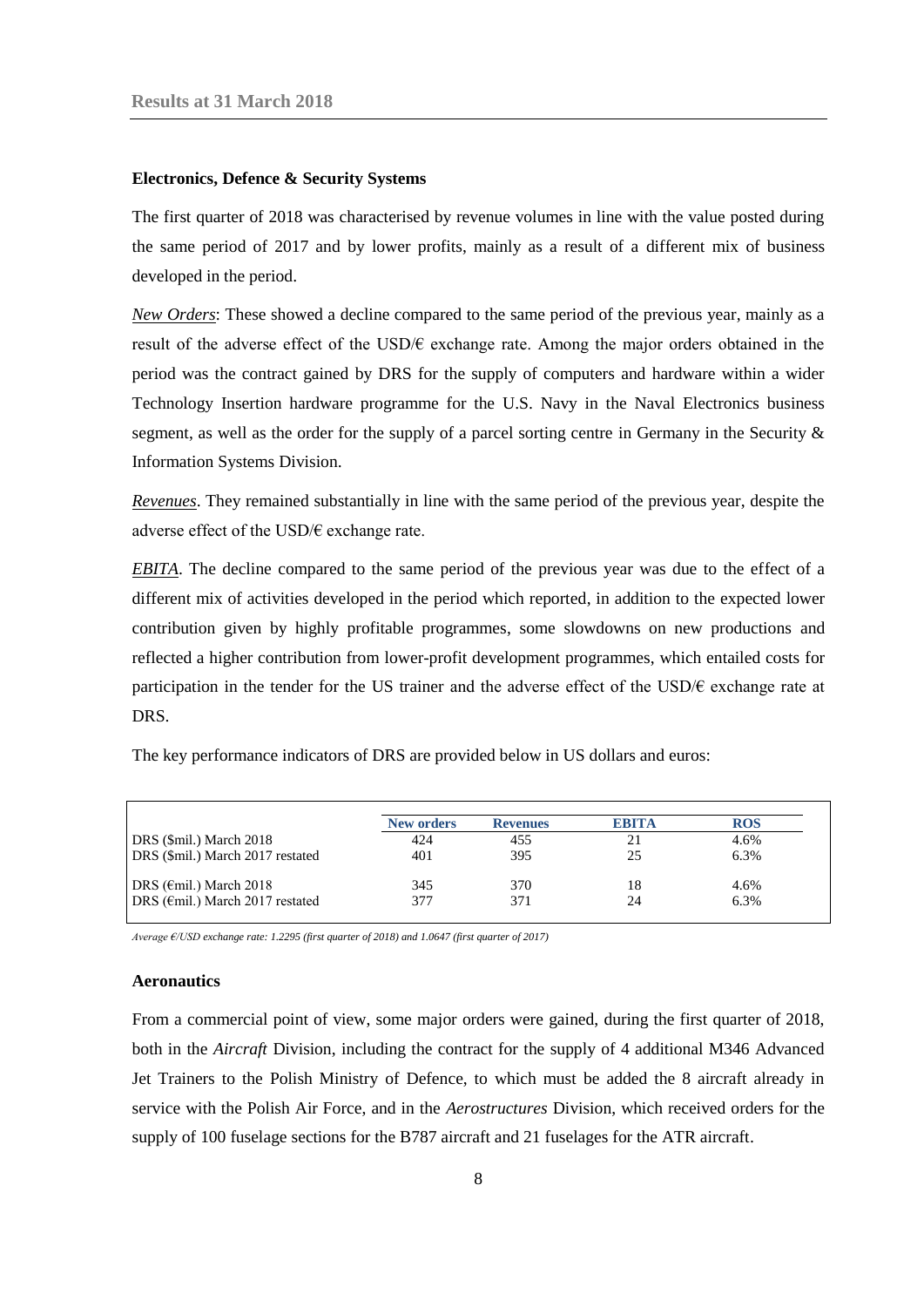### Electronics, Defence & Security Systems

The first quarter of 2018 was characterised by revenue volumes in line with the value posted during the same period of 2017 and by lower profits, mainly as a result of a different mix of business developed in the period.

*New Orders*: These showed a decline compared to the same period of the previous year, mainly as a result of the adverse effect of the USD/€ exchange rate. Among the major orders obtained in the period was the contract gained by DRS for the supply of computers and hardware within a wider Technology Insertion hardware programme for the U.S. Navy in the Naval Electronics business segment, as well as the order for the supply of a parcel sorting centre in Germany in the Security & Information Systems Division.

*Revenues*. They remained substantially in line with the same period of the previous year, despite the adverse effect of the USD/€ exchange rate.

*EBITA*. The decline compared to the same period of the previous year was due to the effect of a different mix of activities developed in the period which reported, in addition to the expected lower contribution given by highly profitable programmes, some slowdowns on new productions and reflected a higher contribution from lower-profit development programmes, which entailed costs for participation in the tender for the US trainer and the adverse effect of the USD/€ exchange rate at DRS.

The key performance indicators of DRS are provided below in US dollars and euros:

| | New orders | Revenues | EBITA | ROS |
|---|---|---|---|---|
| DRS ($mil.) March 2018 | 424 | 455 | 21 | 4.6% |
| DRS ($mil.) March 2017 restated | 401 | 395 | 25 | 6.3% |
| DRS (€mil.) March 2018 | 345 | 370 | 18 | 4.6% |
| DRS (€mil.) March 2017 restated | 377 | 371 | 24 | 6.3% |

*Average €/USD exchange rate: 1.2295 (first quarter of 2018) and 1.0647 (first quarter of 2017)*

### Aeronautics

From a commercial point of view, some major orders were gained, during the first quarter of 2018, both in the *Aircraft* Division, including the contract for the supply of 4 additional M346 Advanced Jet Trainers to the Polish Ministry of Defence, to which must be added the 8 aircraft already in service with the Polish Air Force, and in the *Aerostructures* Division, which received orders for the supply of 100 fuselage sections for the B787 aircraft and 21 fuselages for the ATR aircraft.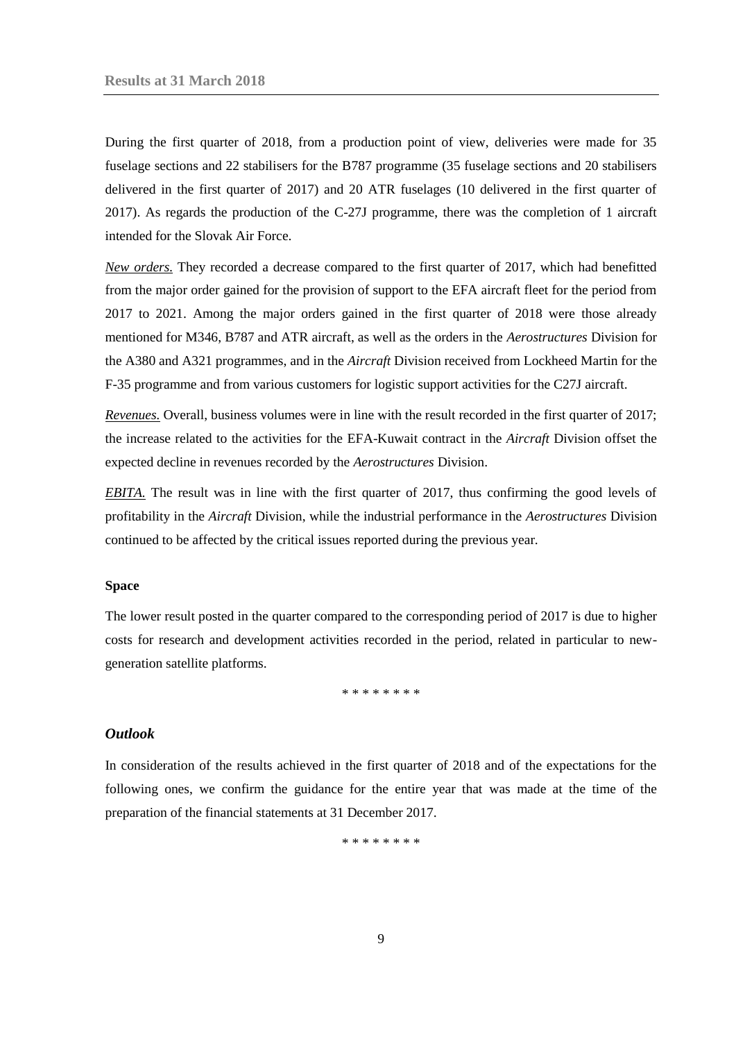During the first quarter of 2018, from a production point of view, deliveries were made for 35 fuselage sections and 22 stabilisers for the B787 programme (35 fuselage sections and 20 stabilisers delivered in the first quarter of 2017) and 20 ATR fuselages (10 delivered in the first quarter of 2017). As regards the production of the C-27J programme, there was the completion of 1 aircraft intended for the Slovak Air Force.

*New orders.* They recorded a decrease compared to the first quarter of 2017, which had benefitted from the major order gained for the provision of support to the EFA aircraft fleet for the period from 2017 to 2021. Among the major orders gained in the first quarter of 2018 were those already mentioned for M346, B787 and ATR aircraft, as well as the orders in the *Aerostructures* Division for the A380 and A321 programmes, and in the *Aircraft* Division received from Lockheed Martin for the F-35 programme and from various customers for logistic support activities for the C27J aircraft.

*Revenues.* Overall, business volumes were in line with the result recorded in the first quarter of 2017; the increase related to the activities for the EFA-Kuwait contract in the *Aircraft* Division offset the expected decline in revenues recorded by the *Aerostructures* Division.

*EBITA.* The result was in line with the first quarter of 2017, thus confirming the good levels of profitability in the *Aircraft* Division, while the industrial performance in the *Aerostructures* Division continued to be affected by the critical issues reported during the previous year.

**Space**

The lower result posted in the quarter compared to the corresponding period of 2017 is due to higher costs for research and development activities recorded in the period, related in particular to new-generation satellite platforms.

\* \* \* \* \* \* \* \*

### *Outlook*

In consideration of the results achieved in the first quarter of 2018 and of the expectations for the following ones, we confirm the guidance for the entire year that was made at the time of the preparation of the financial statements at 31 December 2017.

\* \* \* \* \* \* \* \*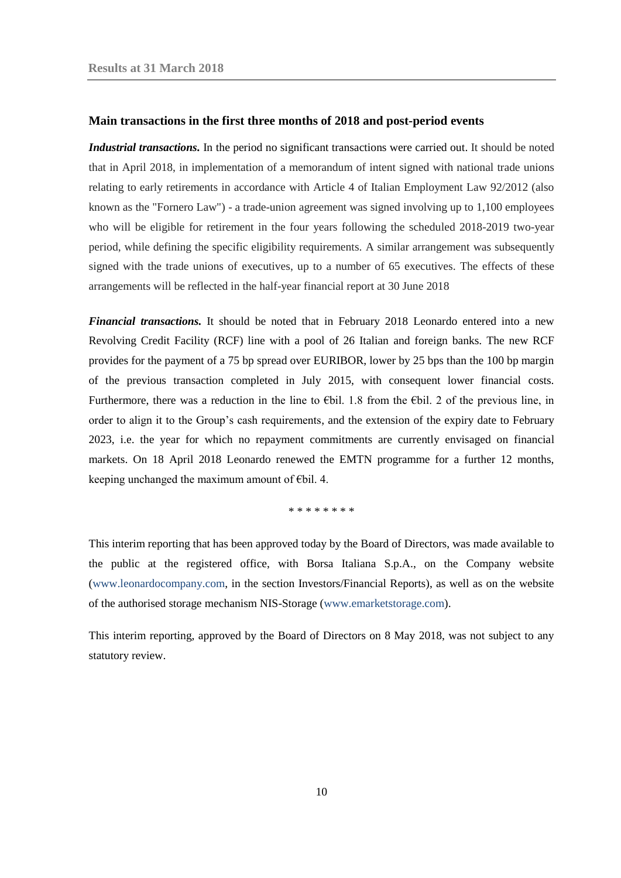## Main transactions in the first three months of 2018 and post-period events

***Industrial transactions.*** In the period no significant transactions were carried out. It should be noted that in April 2018, in implementation of a memorandum of intent signed with national trade unions relating to early retirements in accordance with Article 4 of Italian Employment Law 92/2012 (also known as the "Fornero Law") - a trade-union agreement was signed involving up to 1,100 employees who will be eligible for retirement in the four years following the scheduled 2018-2019 two-year period, while defining the specific eligibility requirements. A similar arrangement was subsequently signed with the trade unions of executives, up to a number of 65 executives. The effects of these arrangements will be reflected in the half-year financial report at 30 June 2018

***Financial transactions.*** It should be noted that in February 2018 Leonardo entered into a new Revolving Credit Facility (RCF) line with a pool of 26 Italian and foreign banks. The new RCF provides for the payment of a 75 bp spread over EURIBOR, lower by 25 bps than the 100 bp margin of the previous transaction completed in July 2015, with consequent lower financial costs. Furthermore, there was a reduction in the line to €bil. 1.8 from the €bil. 2 of the previous line, in order to align it to the Group's cash requirements, and the extension of the expiry date to February 2023, i.e. the year for which no repayment commitments are currently envisaged on financial markets. On 18 April 2018 Leonardo renewed the EMTN programme for a further 12 months, keeping unchanged the maximum amount of €bil. 4.

\* \* \* \* \* \* \* \*

This interim reporting that has been approved today by the Board of Directors, was made available to the public at the registered office, with Borsa Italiana S.p.A., on the Company website (www.leonardocompany.com, in the section Investors/Financial Reports), as well as on the website of the authorised storage mechanism NIS-Storage (www.emarketstorage.com).

This interim reporting, approved by the Board of Directors on 8 May 2018, was not subject to any statutory review.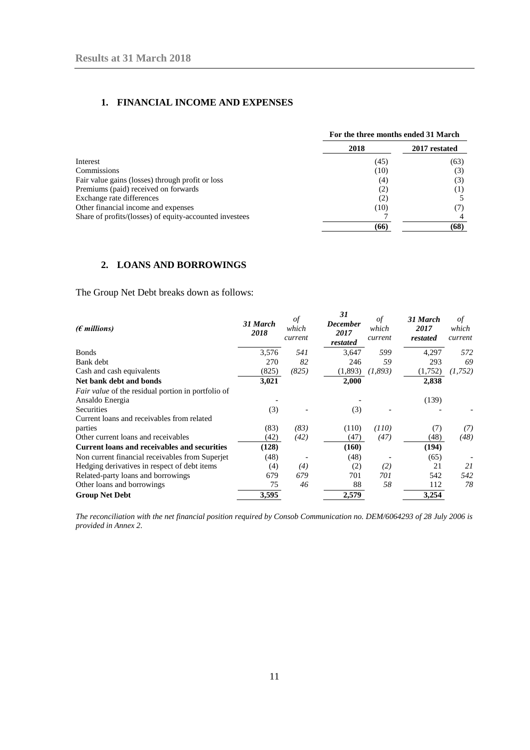## 1. FINANCIAL INCOME AND EXPENSES

| | For the three months ended 31 March | |
|---|---|---|
| | 2018 | 2017 restated |
| Interest | (45) | (63) |
| Commissions | (10) | (3) |
| Fair value gains (losses) through profit or loss | (4) | (3) |
| Premiums (paid) received on forwards | (2) | (1) |
| Exchange rate differences | (2) | 5 |
| Other financial income and expenses | (10) | (7) |
| Share of profits/(losses) of equity-accounted investees | 7 | 4 |
| | **(66)** | **(68)** |

## 2. LOANS AND BORROWINGS

The Group Net Debt breaks down as follows:

| *(€ millions)* | *31 March 2018* | *of which current* | *31 December 2017 restated* | *of which current* | *31 March 2017 restated* | *of which current* |
|---|---|---|---|---|---|---|
| Bonds | 3,576 | *541* | 3,647 | *599* | 4,297 | *572* |
| Bank debt | 270 | *82* | 246 | *59* | 293 | *69* |
| Cash and cash equivalents | (825) | *(825)* | (1,893) | *(1,893)* | (1,752) | *(1,752)* |
| **Net bank debt and bonds** | **3,021** | | **2,000** | | **2,838** | |
| *Fair value* of the residual portion in portfolio of Ansaldo Energia | - | | - | | (139) | |
| Securities | (3) | - | (3) | - | - | - |
| Current loans and receivables from related parties | (83) | *(83)* | (110) | *(110)* | (7) | *(7)* |
| Other current loans and receivables | (42) | *(42)* | (47) | *(47)* | (48) | *(48)* |
| **Current loans and receivables and securities** | **(128)** | | **(160)** | | **(194)** | |
| Non current financial receivables from Superjet | (48) | - | (48) | - | (65) | - |
| Hedging derivatives in respect of debt items | (4) | *(4)* | (2) | *(2)* | 21 | *21* |
| Related-party loans and borrowings | 679 | *679* | 701 | *701* | 542 | *542* |
| Other loans and borrowings | 75 | *46* | 88 | *58* | 112 | *78* |
| **Group Net Debt** | **3,595** | | **2,579** | | **3,254** | |

*The reconciliation with the net financial position required by Consob Communication no. DEM/6064293 of 28 July 2006 is provided in Annex 2.*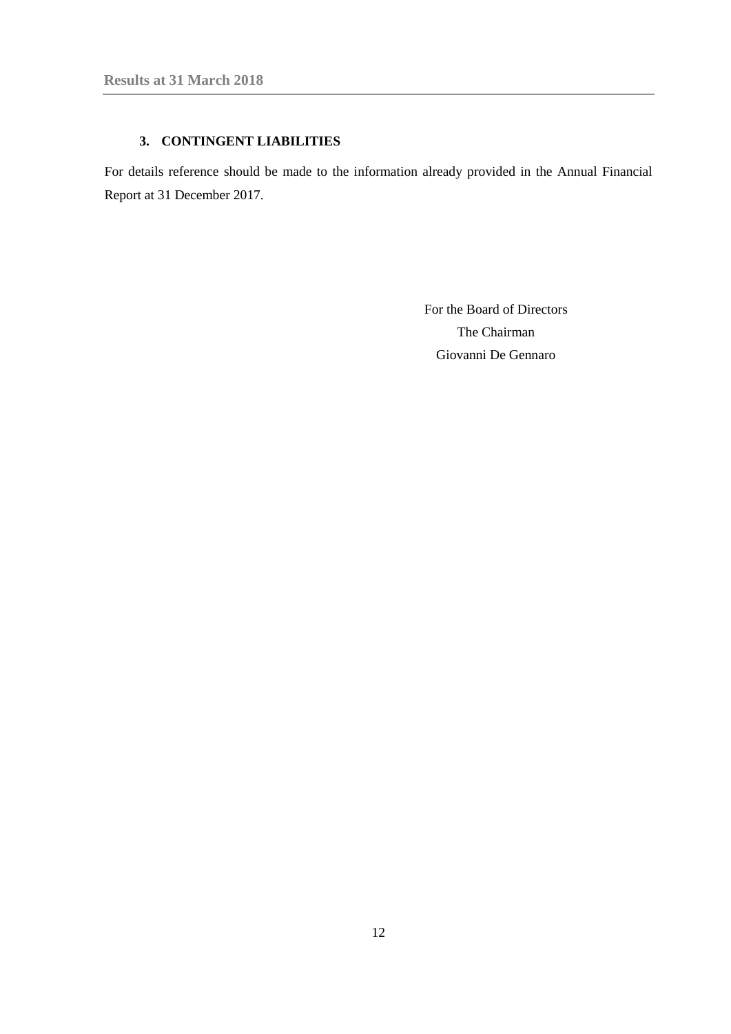## 3. CONTINGENT LIABILITIES

For details reference should be made to the information already provided in the Annual Financial Report at 31 December 2017.

For the Board of Directors

The Chairman

Giovanni De Gennaro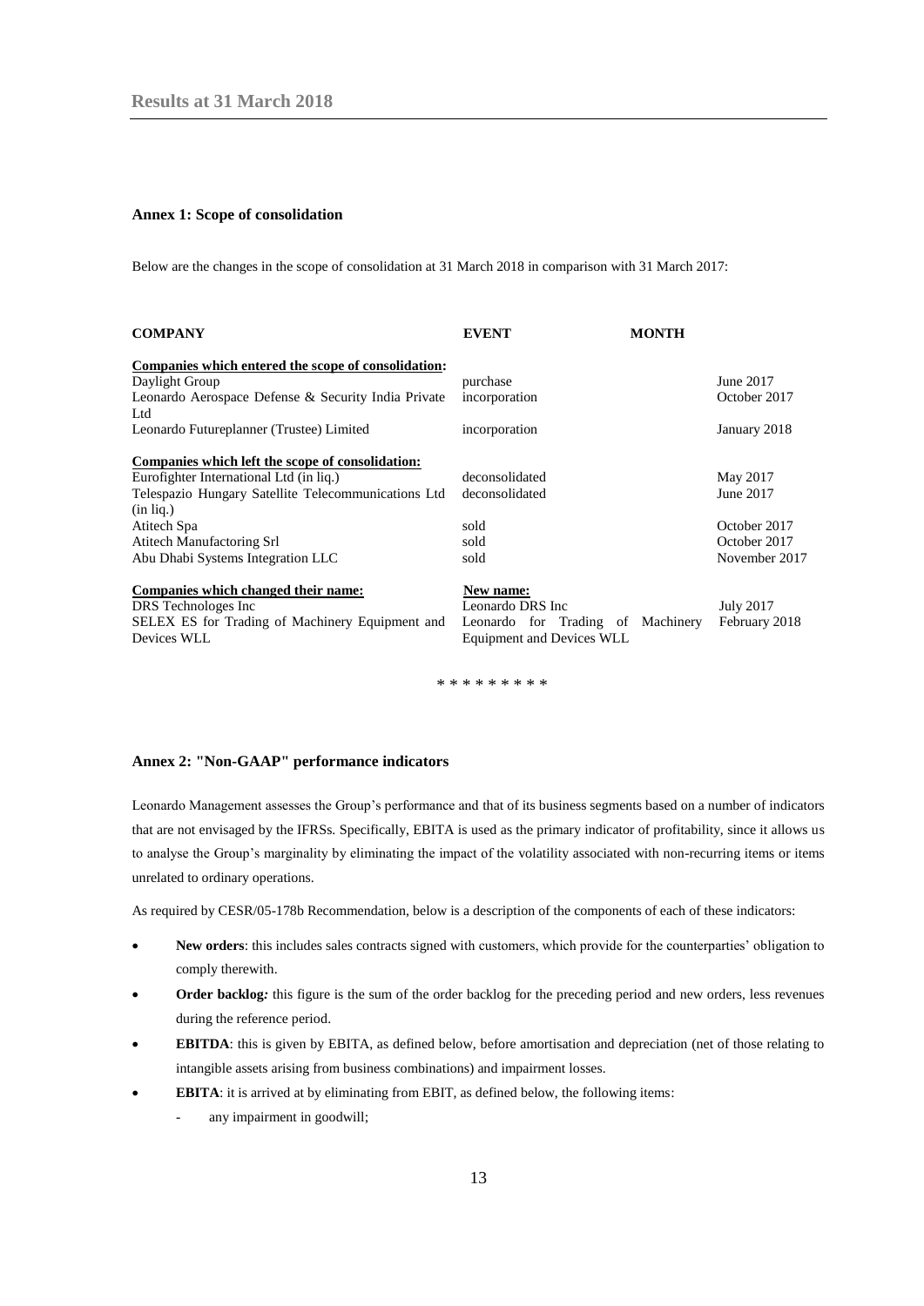### Annex 1: Scope of consolidation

Below are the changes in the scope of consolidation at 31 March 2018 in comparison with 31 March 2017:

| COMPANY | EVENT | MONTH |
|---|---|---|
| **Companies which entered the scope of consolidation:** | | |
| Daylight Group | purchase | June 2017 |
| Leonardo Aerospace Defense & Security India Private Ltd | incorporation | October 2017 |
| Leonardo Futureplanner (Trustee) Limited | incorporation | January 2018 |
| **Companies which left the scope of consolidation:** | | |
| Eurofighter International Ltd (in liq.) | deconsolidated | May 2017 |
| Telespazio Hungary Satellite Telecommunications Ltd (in liq.) | deconsolidated | June 2017 |
| Atitech Spa | sold | October 2017 |
| Atitech Manufactoring Srl | sold | October 2017 |
| Abu Dhabi Systems Integration LLC | sold | November 2017 |
| **Companies which changed their name:** | **New name:** | |
| DRS Technologes Inc | Leonardo DRS Inc | July 2017 |
| SELEX ES for Trading of Machinery Equipment and Devices WLL | Leonardo for Trading of Machinery Equipment and Devices WLL | February 2018 |

\* \* \* \* \* \* \* \* \*

### Annex 2: "Non-GAAP" performance indicators

Leonardo Management assesses the Group's performance and that of its business segments based on a number of indicators that are not envisaged by the IFRSs. Specifically, EBITA is used as the primary indicator of profitability, since it allows us to analyse the Group's marginality by eliminating the impact of the volatility associated with non-recurring items or items unrelated to ordinary operations.

As required by CESR/05-178b Recommendation, below is a description of the components of each of these indicators:

- **New orders**: this includes sales contracts signed with customers, which provide for the counterparties' obligation to comply therewith.
- **Order backlog***:* this figure is the sum of the order backlog for the preceding period and new orders, less revenues during the reference period.
- **EBITDA**: this is given by EBITA, as defined below, before amortisation and depreciation (net of those relating to intangible assets arising from business combinations) and impairment losses.
- **EBITA**: it is arrived at by eliminating from EBIT, as defined below, the following items:
  - any impairment in goodwill;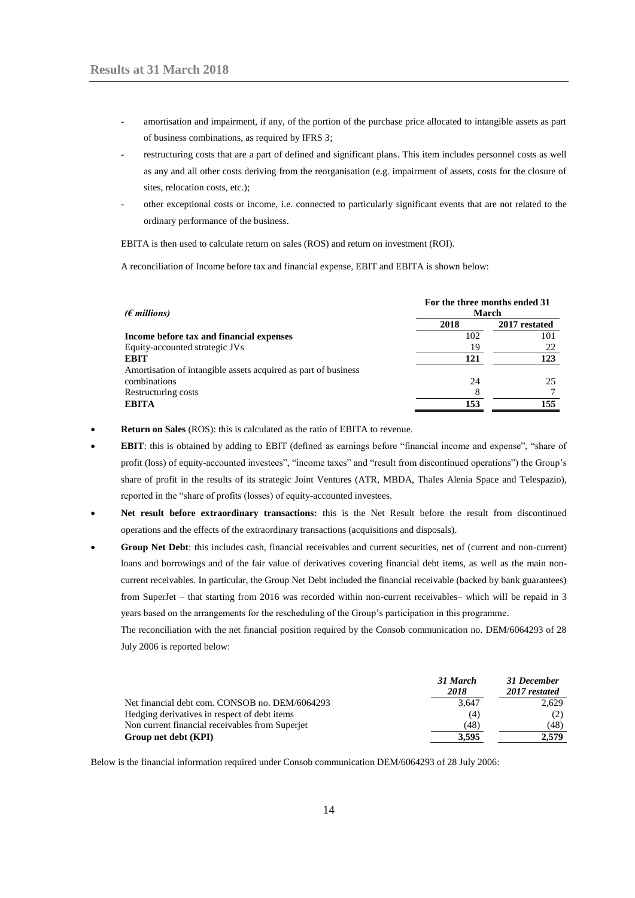- amortisation and impairment, if any, of the portion of the purchase price allocated to intangible assets as part of business combinations, as required by IFRS 3;
- restructuring costs that are a part of defined and significant plans. This item includes personnel costs as well as any and all other costs deriving from the reorganisation (e.g. impairment of assets, costs for the closure of sites, relocation costs, etc.);
- other exceptional costs or income, i.e. connected to particularly significant events that are not related to the ordinary performance of the business.

EBITA is then used to calculate return on sales (ROS) and return on investment (ROI).

A reconciliation of Income before tax and financial expense, EBIT and EBITA is shown below:

| *(€ millions)* | For the three months ended 31 March | |
|---|---|---|
| | 2018 | 2017 restated |
| **Income before tax and financial expenses** | 102 | 101 |
| Equity-accounted strategic JVs | 19 | 22 |
| **EBIT** | **121** | **123** |
| Amortisation of intangible assets acquired as part of business combinations | 24 | 25 |
| Restructuring costs | 8 | 7 |
| **EBITA** | **153** | **155** |

- **Return on Sales** (ROS): this is calculated as the ratio of EBITA to revenue.
- **EBIT**: this is obtained by adding to EBIT (defined as earnings before "financial income and expense", "share of profit (loss) of equity-accounted investees", "income taxes" and "result from discontinued operations") the Group's share of profit in the results of its strategic Joint Ventures (ATR, MBDA, Thales Alenia Space and Telespazio), reported in the "share of profits (losses) of equity-accounted investees.
- **Net result before extraordinary transactions:** this is the Net Result before the result from discontinued operations and the effects of the extraordinary transactions (acquisitions and disposals).
- **Group Net Debt**: this includes cash, financial receivables and current securities, net of (current and non-current) loans and borrowings and of the fair value of derivatives covering financial debt items, as well as the main non-current receivables. In particular, the Group Net Debt included the financial receivable (backed by bank guarantees) from SuperJet – that starting from 2016 was recorded within non-current receivables– which will be repaid in 3 years based on the arrangements for the rescheduling of the Group's participation in this programme.

  The reconciliation with the net financial position required by the Consob communication no. DEM/6064293 of 28 July 2006 is reported below:

| | *31 March 2018* | *31 December 2017 restated* |
|---|---|---|
| Net financial debt com. CONSOB no. DEM/6064293 | 3,647 | 2,629 |
| Hedging derivatives in respect of debt items | (4) | (2) |
| Non current financial receivables from Superjet | (48) | (48) |
| **Group net debt (KPI)** | **3,595** | **2,579** |

Below is the financial information required under Consob communication DEM/6064293 of 28 July 2006: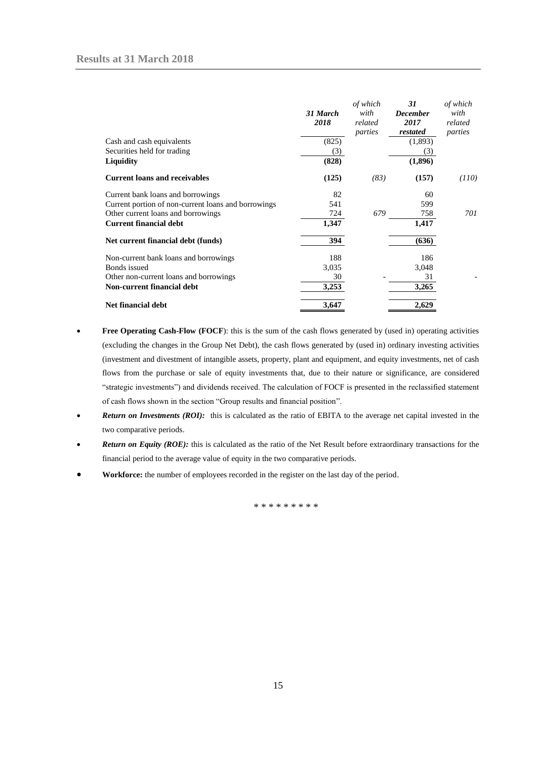|  | 31 March 2018 | of which with related parties | 31 December 2017 restated | of which with related parties |
|---|---|---|---|---|
| Cash and cash equivalents | (825) |  | (1,893) |  |
| Securities held for trading | (3) |  | (3) |  |
| **Liquidity** | **(828)** |  | **(1,896)** |  |
| **Current loans and receivables** | **(125)** | *(83)* | **(157)** | *(110)* |
| Current bank loans and borrowings | 82 |  | 60 |  |
| Current portion of non-current loans and borrowings | 541 |  | 599 |  |
| Other current loans and borrowings | 724 | *679* | 758 | *701* |
| **Current financial debt** | **1,347** |  | **1,417** |  |
| **Net current financial debt (funds)** | **394** |  | **(636)** |  |
| Non-current bank loans and borrowings | 188 |  | 186 |  |
| Bonds issued | 3,035 |  | 3,048 |  |
| Other non-current loans and borrowings | 30 | - | 31 | - |
| **Non-current financial debt** | **3,253** |  | **3,265** |  |
| **Net financial debt** | **3,647** |  | **2,629** |  |

- **Free Operating Cash-Flow (FOCF)**: this is the sum of the cash flows generated by (used in) operating activities (excluding the changes in the Group Net Debt), the cash flows generated by (used in) ordinary investing activities (investment and divestment of intangible assets, property, plant and equipment, and equity investments, net of cash flows from the purchase or sale of equity investments that, due to their nature or significance, are considered "strategic investments") and dividends received. The calculation of FOCF is presented in the reclassified statement of cash flows shown in the section "Group results and financial position".
- ***Return on Investments (ROI):*** this is calculated as the ratio of EBITA to the average net capital invested in the two comparative periods.
- ***Return on Equity (ROE):*** this is calculated as the ratio of the Net Result before extraordinary transactions for the financial period to the average value of equity in the two comparative periods.
- **Workforce:** the number of employees recorded in the register on the last day of the period.

\* \* \* \* \* \* \* \* \*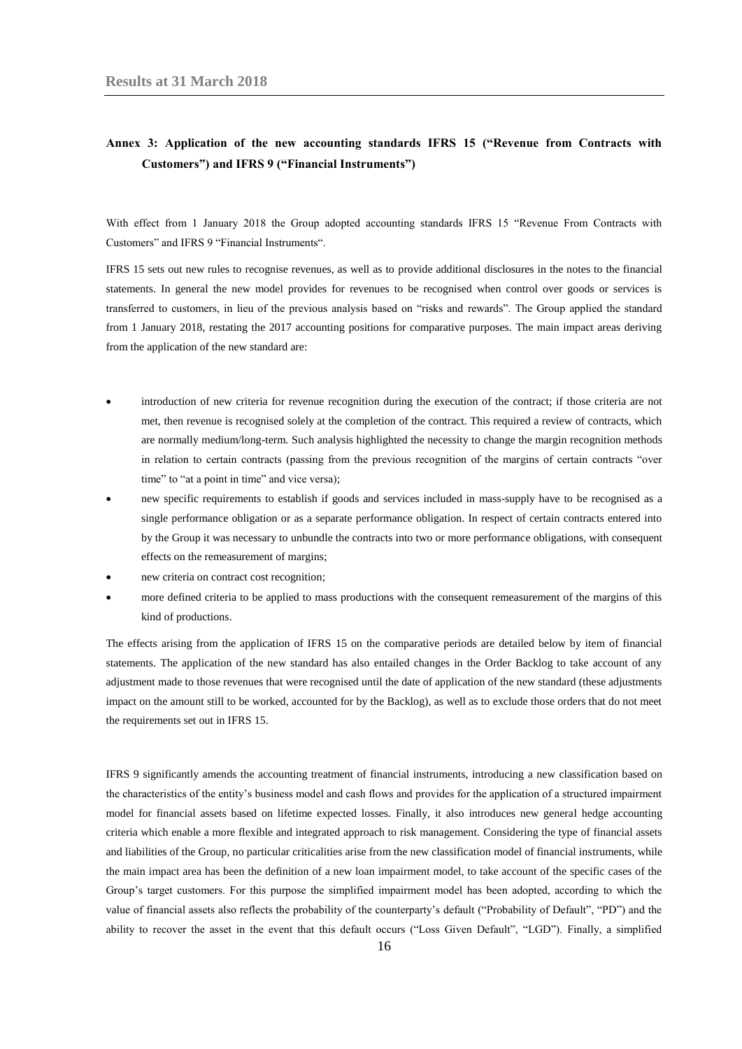## Annex 3: Application of the new accounting standards IFRS 15 ("Revenue from Contracts with Customers") and IFRS 9 ("Financial Instruments")

With effect from 1 January 2018 the Group adopted accounting standards IFRS 15 "Revenue From Contracts with Customers" and IFRS 9 "Financial Instruments".

IFRS 15 sets out new rules to recognise revenues, as well as to provide additional disclosures in the notes to the financial statements. In general the new model provides for revenues to be recognised when control over goods or services is transferred to customers, in lieu of the previous analysis based on "risks and rewards". The Group applied the standard from 1 January 2018, restating the 2017 accounting positions for comparative purposes. The main impact areas deriving from the application of the new standard are:

- introduction of new criteria for revenue recognition during the execution of the contract; if those criteria are not met, then revenue is recognised solely at the completion of the contract. This required a review of contracts, which are normally medium/long-term. Such analysis highlighted the necessity to change the margin recognition methods in relation to certain contracts (passing from the previous recognition of the margins of certain contracts "over time" to "at a point in time" and vice versa);
- new specific requirements to establish if goods and services included in mass-supply have to be recognised as a single performance obligation or as a separate performance obligation. In respect of certain contracts entered into by the Group it was necessary to unbundle the contracts into two or more performance obligations, with consequent effects on the remeasurement of margins;
- new criteria on contract cost recognition;
- more defined criteria to be applied to mass productions with the consequent remeasurement of the margins of this kind of productions.

The effects arising from the application of IFRS 15 on the comparative periods are detailed below by item of financial statements. The application of the new standard has also entailed changes in the Order Backlog to take account of any adjustment made to those revenues that were recognised until the date of application of the new standard (these adjustments impact on the amount still to be worked, accounted for by the Backlog), as well as to exclude those orders that do not meet the requirements set out in IFRS 15.

IFRS 9 significantly amends the accounting treatment of financial instruments, introducing a new classification based on the characteristics of the entity's business model and cash flows and provides for the application of a structured impairment model for financial assets based on lifetime expected losses. Finally, it also introduces new general hedge accounting criteria which enable a more flexible and integrated approach to risk management. Considering the type of financial assets and liabilities of the Group, no particular criticalities arise from the new classification model of financial instruments, while the main impact area has been the definition of a new loan impairment model, to take account of the specific cases of the Group's target customers. For this purpose the simplified impairment model has been adopted, according to which the value of financial assets also reflects the probability of the counterparty's default ("Probability of Default", "PD") and the ability to recover the asset in the event that this default occurs ("Loss Given Default", "LGD"). Finally, a simplified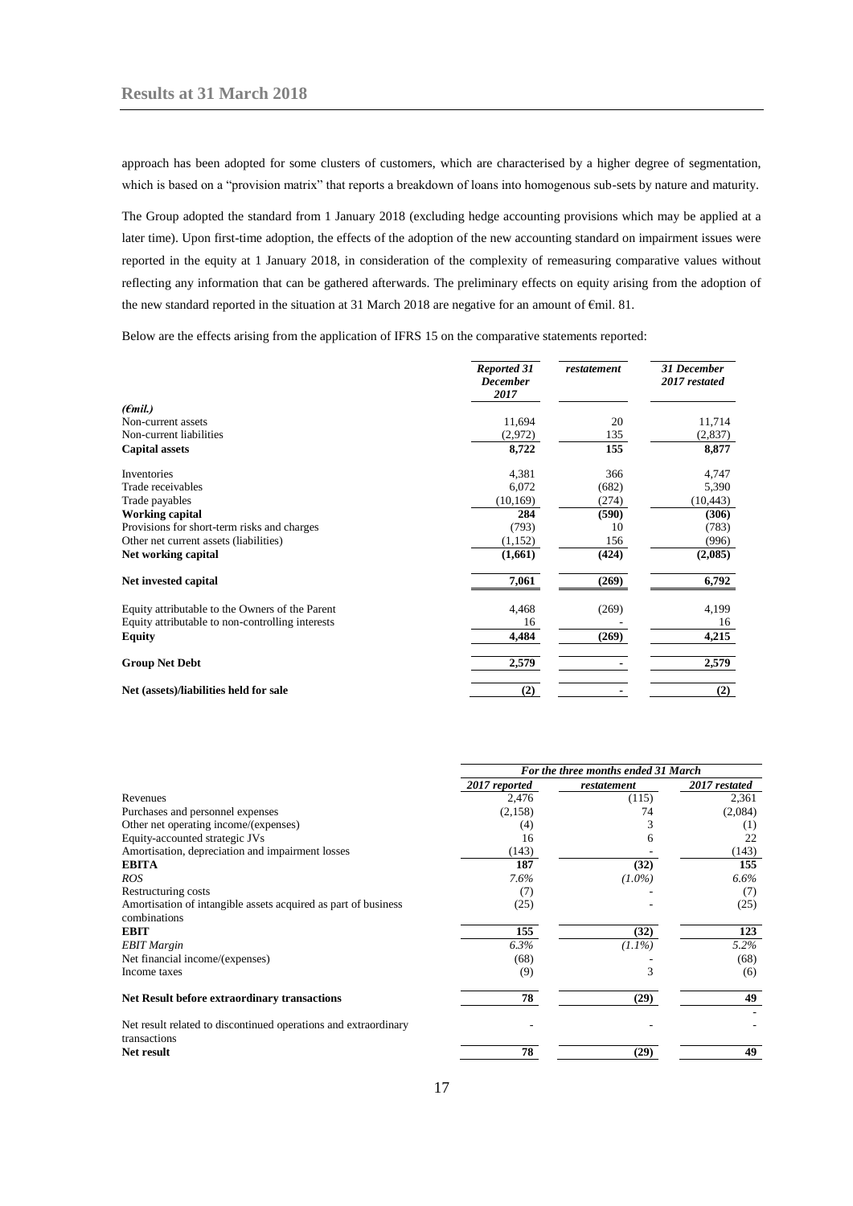approach has been adopted for some clusters of customers, which are characterised by a higher degree of segmentation, which is based on a "provision matrix" that reports a breakdown of loans into homogenous sub-sets by nature and maturity.

The Group adopted the standard from 1 January 2018 (excluding hedge accounting provisions which may be applied at a later time). Upon first-time adoption, the effects of the adoption of the new accounting standard on impairment issues were reported in the equity at 1 January 2018, in consideration of the complexity of remeasuring comparative values without reflecting any information that can be gathered afterwards. The preliminary effects on equity arising from the adoption of the new standard reported in the situation at 31 March 2018 are negative for an amount of €mil. 81.

Below are the effects arising from the application of IFRS 15 on the comparative statements reported:

| *(€mil.)* | *Reported 31 December 2017* | *restatement* | *31 December 2017 restated* |
|---|---|---|---|
| Non-current assets | 11,694 | 20 | 11,714 |
| Non-current liabilities | (2,972) | 135 | (2,837) |
| **Capital assets** | **8,722** | **155** | **8,877** |
| Inventories | 4,381 | 366 | 4,747 |
| Trade receivables | 6,072 | (682) | 5,390 |
| Trade payables | (10,169) | (274) | (10,443) |
| **Working capital** | **284** | **(590)** | **(306)** |
| Provisions for short-term risks and charges | (793) | 10 | (783) |
| Other net current assets (liabilities) | (1,152) | 156 | (996) |
| **Net working capital** | **(1,661)** | **(424)** | **(2,085)** |
| **Net invested capital** | **7,061** | **(269)** | **6,792** |
| Equity attributable to the Owners of the Parent | 4,468 | (269) | 4,199 |
| Equity attributable to non-controlling interests | 16 | - | 16 |
| **Equity** | **4,484** | **(269)** | **4,215** |
| **Group Net Debt** | **2,579** | **-** | **2,579** |
| **Net (assets)/liabilities held for sale** | **(2)** | **-** | **(2)** |

| | *For the three months ended 31 March* | | |
|---|---|---|---|
| | *2017 reported* | *restatement* | *2017 restated* |
| Revenues | 2,476 | (115) | 2,361 |
| Purchases and personnel expenses | (2,158) | 74 | (2,084) |
| Other net operating income/(expenses) | (4) | 3 | (1) |
| Equity-accounted strategic JVs | 16 | 6 | 22 |
| Amortisation, depreciation and impairment losses | (143) | - | (143) |
| **EBITA** | **187** | **(32)** | **155** |
| *ROS* | *7.6%* | *(1.0%)* | *6.6%* |
| Restructuring costs | (7) | - | (7) |
| Amortisation of intangible assets acquired as part of business combinations | (25) | - | (25) |
| **EBIT** | **155** | **(32)** | **123** |
| *EBIT Margin* | *6.3%* | *(1.1%)* | *5.2%* |
| Net financial income/(expenses) | (68) | - | (68) |
| Income taxes | (9) | 3 | (6) |
| **Net Result before extraordinary transactions** | **78** | **(29)** | **49** |
| Net result related to discontinued operations and extraordinary transactions | - | - | - |
| **Net result** | **78** | **(29)** | **49** |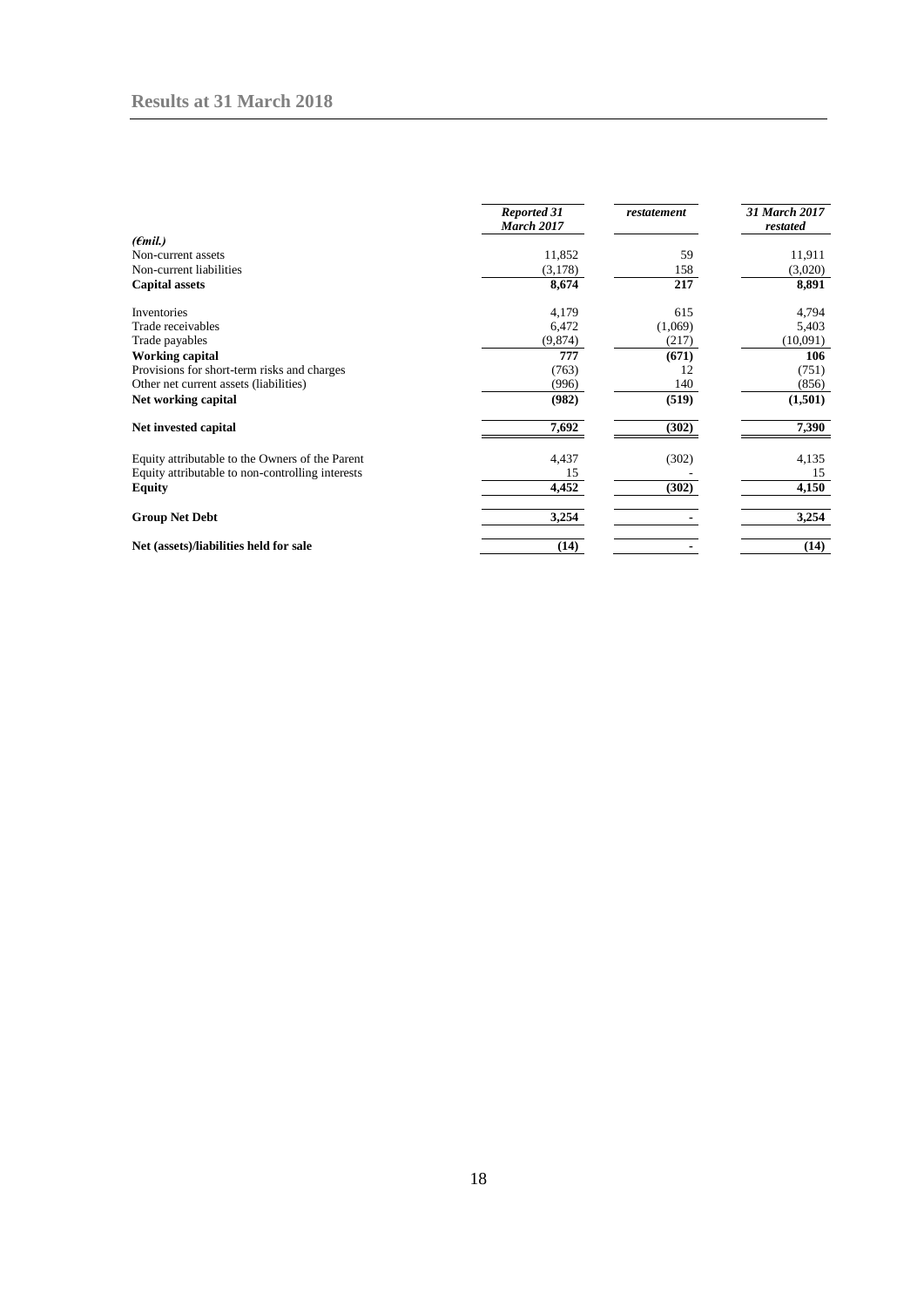## Results at 31 March 2018

| *(€mil.)* | *Reported 31 March 2017* | *restatement* | *31 March 2017 restated* |
|---|---|---|---|
| Non-current assets | 11,852 | 59 | 11,911 |
| Non-current liabilities | (3,178) | 158 | (3,020) |
| **Capital assets** | **8,674** | **217** | **8,891** |
| Inventories | 4,179 | 615 | 4,794 |
| Trade receivables | 6,472 | (1,069) | 5,403 |
| Trade payables | (9,874) | (217) | (10,091) |
| **Working capital** | **777** | **(671)** | **106** |
| Provisions for short-term risks and charges | (763) | 12 | (751) |
| Other net current assets (liabilities) | (996) | 140 | (856) |
| **Net working capital** | **(982)** | **(519)** | **(1,501)** |
| **Net invested capital** | **7,692** | **(302)** | **7,390** |
| Equity attributable to the Owners of the Parent | 4,437 | (302) | 4,135 |
| Equity attributable to non-controlling interests | 15 | - | 15 |
| **Equity** | **4,452** | **(302)** | **4,150** |
| **Group Net Debt** | **3,254** | **-** | **3,254** |
| **Net (assets)/liabilities held for sale** | **(14)** | **-** | **(14)** |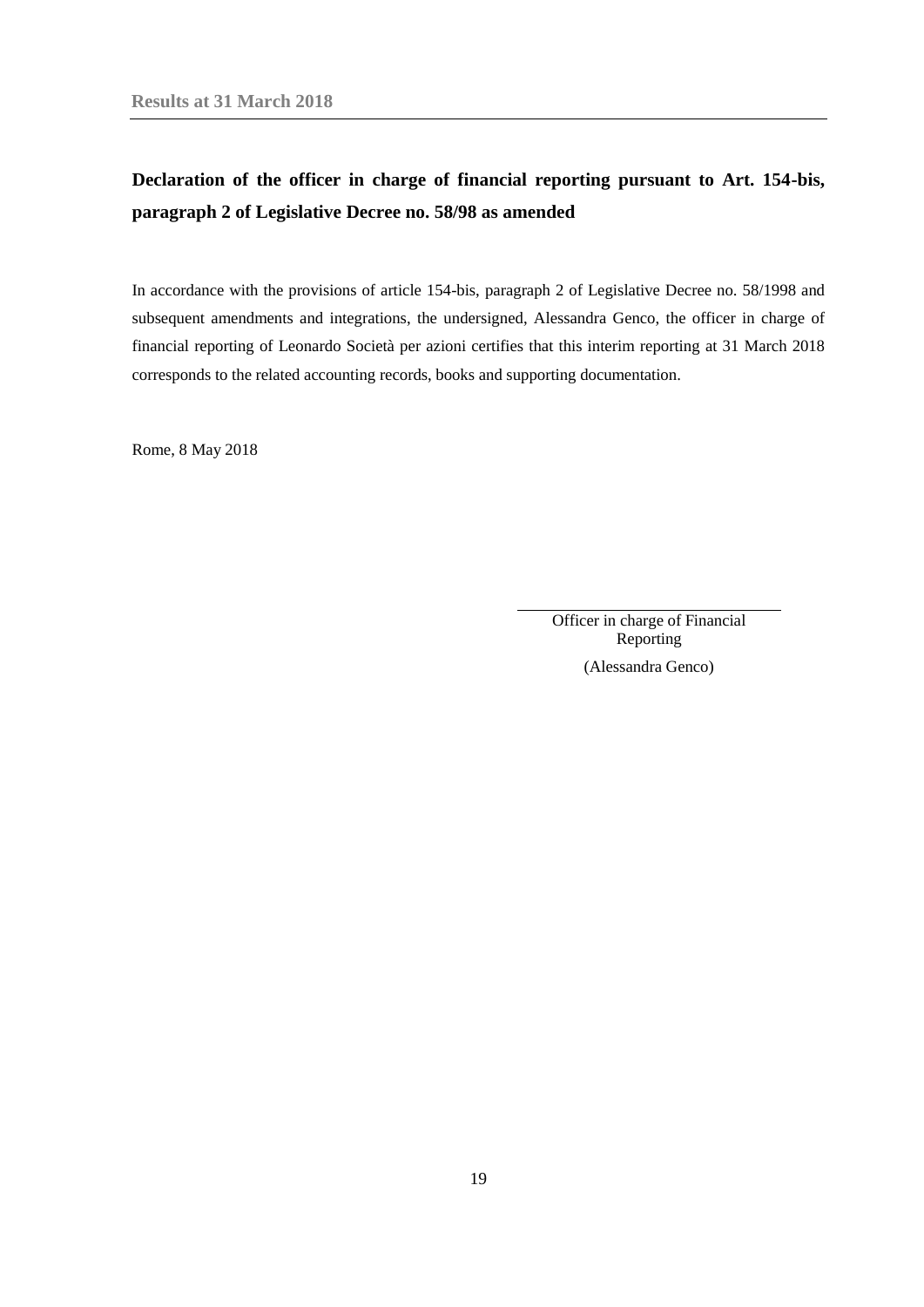## Declaration of the officer in charge of financial reporting pursuant to Art. 154-bis, paragraph 2 of Legislative Decree no. 58/98 as amended

In accordance with the provisions of article 154-bis, paragraph 2 of Legislative Decree no. 58/1998 and subsequent amendments and integrations, the undersigned, Alessandra Genco, the officer in charge of financial reporting of Leonardo Società per azioni certifies that this interim reporting at 31 March 2018 corresponds to the related accounting records, books and supporting documentation.

Rome, 8 May 2018

Officer in charge of Financial Reporting

(Alessandra Genco)